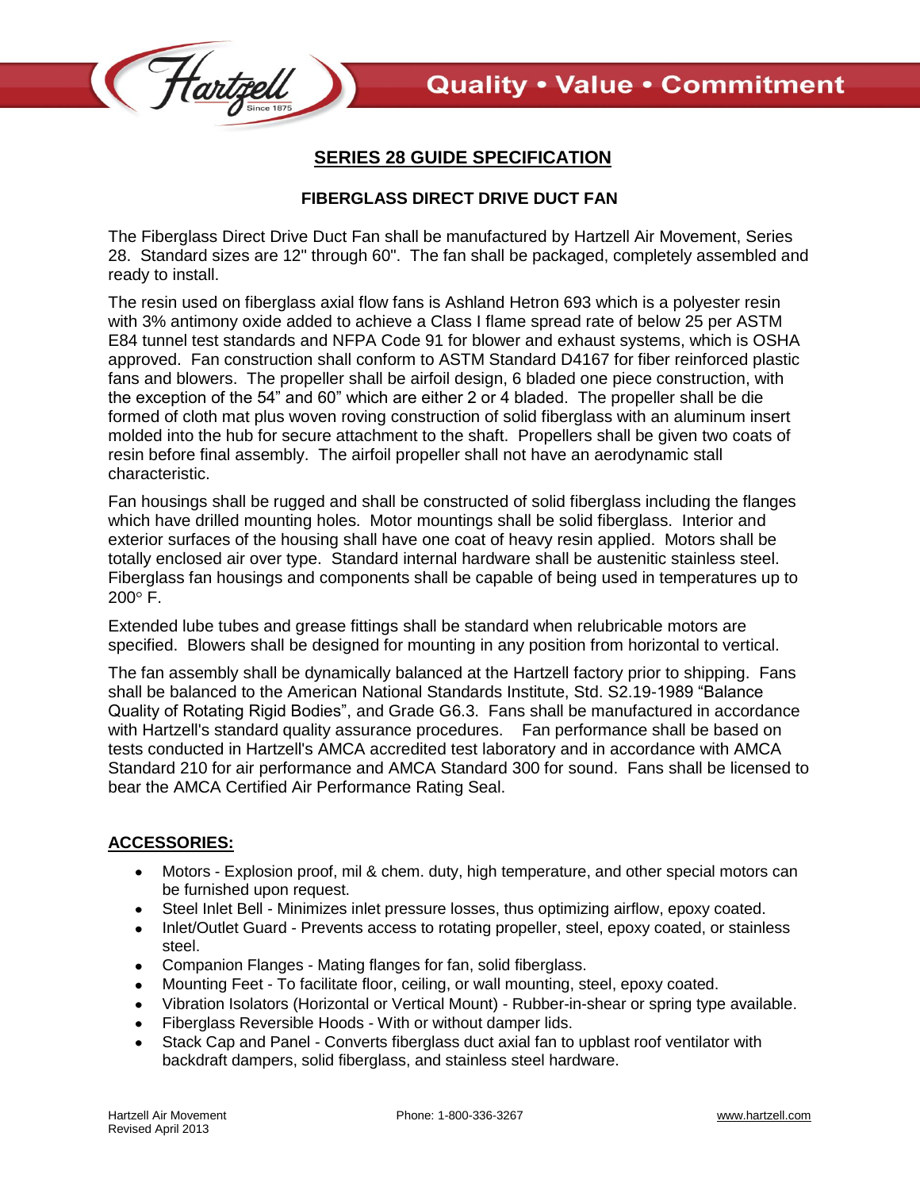# SERIES 28 GUIDE SPECIFICATION

## FIBERGLASS DIRECT DRIVE DUCT FAN

The Fiberglass Direct Drive Duct Fan shall be manufactured by Hartzell Air Movement, Series 28. Standard sizes are 12" through 60". The fan shall be packaged, completely assembled and ready to install.

The resin used on fiberglass axial flow fans is Ashland Hetron 693 which is a polyester resin with 3% antimony oxide added to achieve a Class I flame spread rate of below 25 per ASTM E84 tunnel test standards and NFPA Code 91 for blower and exhaust systems, which is OSHA approved. Fan construction shall conform to ASTM Standard D4167 for fiber reinforced plastic fans and blowers. The propeller shall be airfoil design, 6 bladed one piece construction, with the exception of the 54" and 60" which are either 2 or 4 bladed. The propeller shall be die formed of cloth mat plus woven roving construction of solid fiberglass with an aluminum insert molded into the hub for secure attachment to the shaft. Propellers shall be given two coats of resin before final assembly. The airfoil propeller shall not have an aerodynamic stall characteristic.

Fan housings shall be rugged and shall be constructed of solid fiberglass including the flanges which have drilled mounting holes. Motor mountings shall be solid fiberglass. Interior and exterior surfaces of the housing shall have one coat of heavy resin applied. Motors shall be totally enclosed air over type. Standard internal hardware shall be austenitic stainless steel. Fiberglass fan housings and components shall be capable of being used in temperatures up to 200° F.

Extended lube tubes and grease fittings shall be standard when relubricable motors are specified. Blowers shall be designed for mounting in any position from horizontal to vertical.

The fan assembly shall be dynamically balanced at the Hartzell factory prior to shipping. Fans shall be balanced to the American National Standards Institute, Std. S2.19-1989 "Balance Quality of Rotating Rigid Bodies", and Grade G6.3. Fans shall be manufactured in accordance with Hartzell's standard quality assurance procedures. Fan performance shall be based on tests conducted in Hartzell's AMCA accredited test laboratory and in accordance with AMCA Standard 210 for air performance and AMCA Standard 300 for sound. Fans shall be licensed to bear the AMCA Certified Air Performance Rating Seal.

## ACCESSORIES:

- Motors - Explosion proof, mil & chem. duty, high temperature, and other special motors can be furnished upon request.
- Steel Inlet Bell - Minimizes inlet pressure losses, thus optimizing airflow, epoxy coated.
- Inlet/Outlet Guard - Prevents access to rotating propeller, steel, epoxy coated, or stainless steel.
- Companion Flanges - Mating flanges for fan, solid fiberglass.
- Mounting Feet - To facilitate floor, ceiling, or wall mounting, steel, epoxy coated.
- Vibration Isolators (Horizontal or Vertical Mount) - Rubber-in-shear or spring type available.
- Fiberglass Reversible Hoods - With or without damper lids.
- Stack Cap and Panel - Converts fiberglass duct axial fan to upblast roof ventilator with backdraft dampers, solid fiberglass, and stainless steel hardware.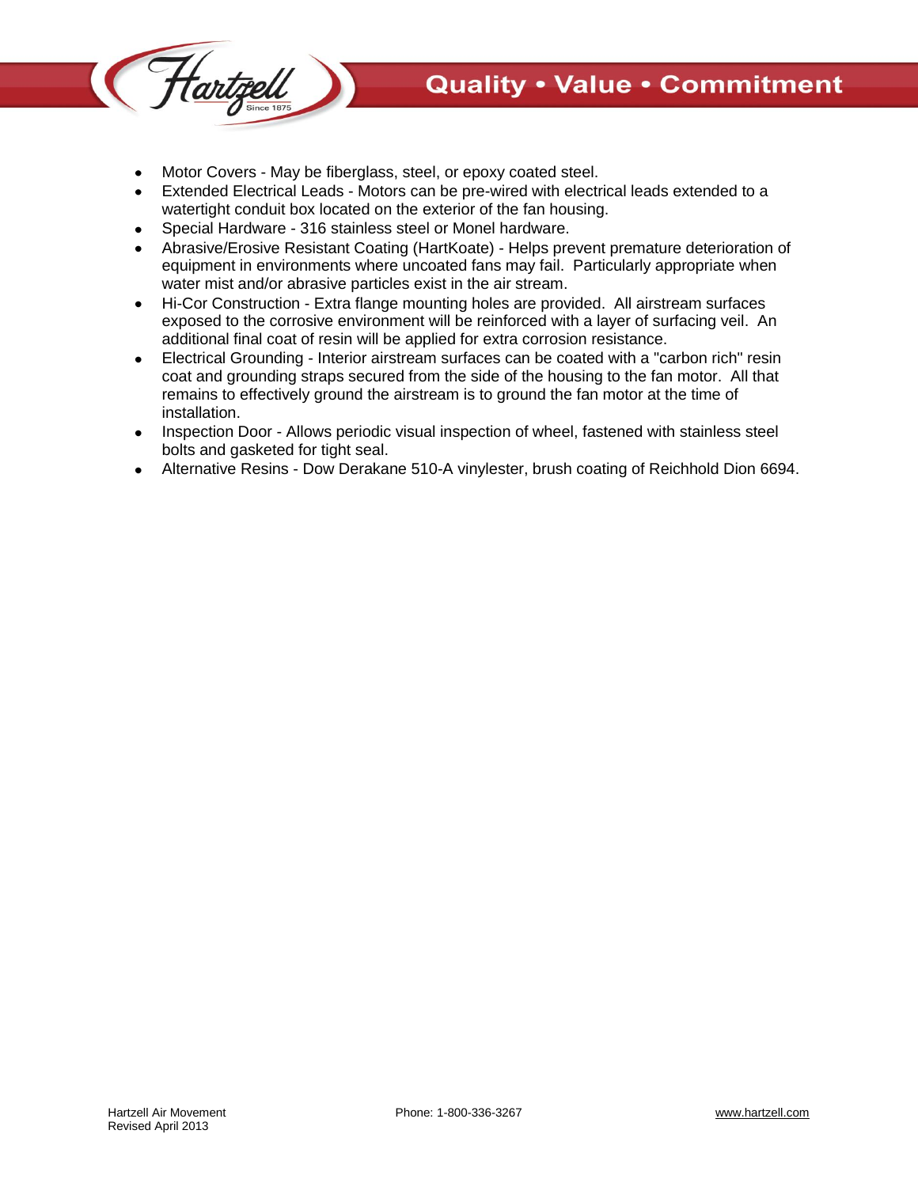- Motor Covers - May be fiberglass, steel, or epoxy coated steel.
- Extended Electrical Leads - Motors can be pre-wired with electrical leads extended to a watertight conduit box located on the exterior of the fan housing.
- Special Hardware - 316 stainless steel or Monel hardware.
- Abrasive/Erosive Resistant Coating (HartKoate) - Helps prevent premature deterioration of equipment in environments where uncoated fans may fail. Particularly appropriate when water mist and/or abrasive particles exist in the air stream.
- Hi-Cor Construction - Extra flange mounting holes are provided. All airstream surfaces exposed to the corrosive environment will be reinforced with a layer of surfacing veil. An additional final coat of resin will be applied for extra corrosion resistance.
- Electrical Grounding - Interior airstream surfaces can be coated with a "carbon rich" resin coat and grounding straps secured from the side of the housing to the fan motor. All that remains to effectively ground the airstream is to ground the fan motor at the time of installation.
- Inspection Door - Allows periodic visual inspection of wheel, fastened with stainless steel bolts and gasketed for tight seal.
- Alternative Resins - Dow Derakane 510-A vinylester, brush coating of Reichhold Dion 6694.